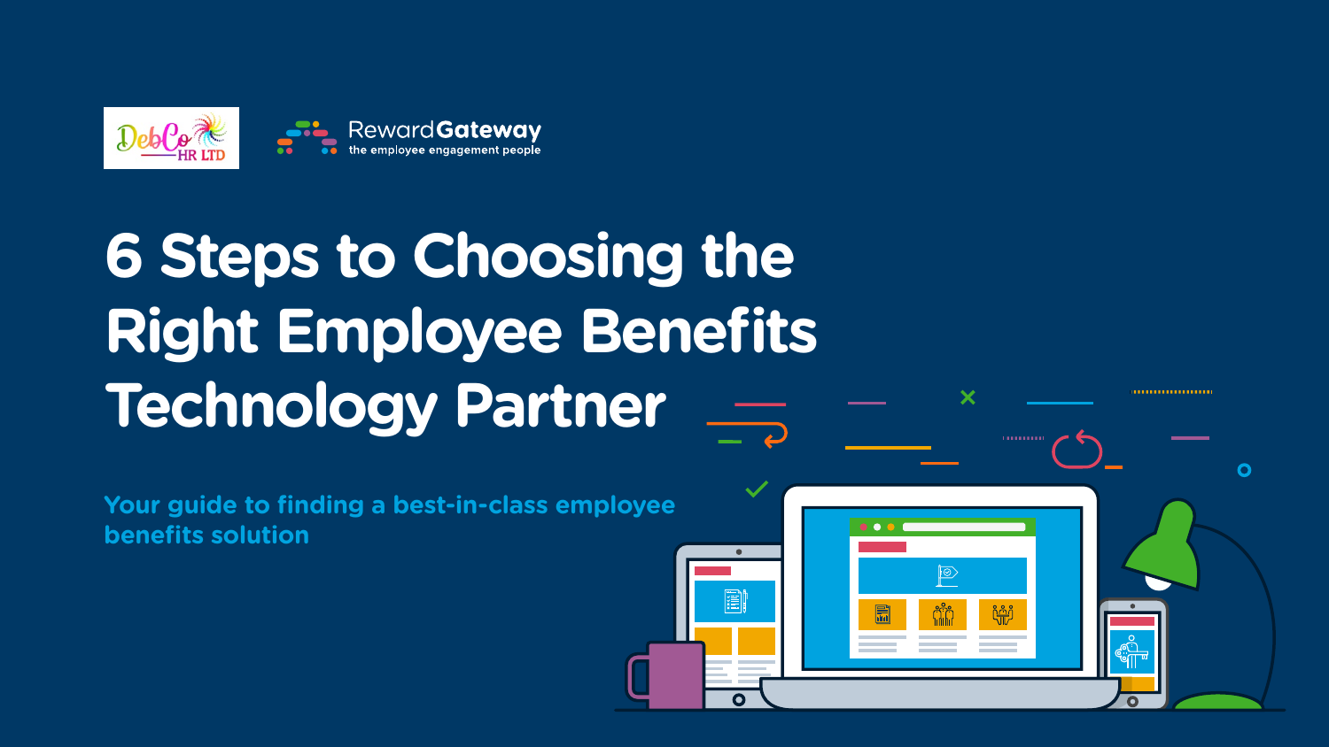DebCo HR LTD

RewardGateway
the employee engagement people

# 6 Steps to Choosing the Right Employee Benefits Technology Partner

## Your guide to finding a best-in-class employee benefits solution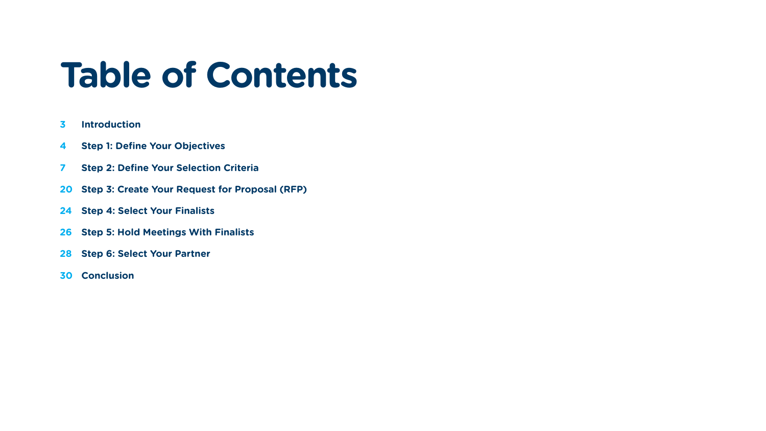# Table of Contents

3 **Introduction**

4 **Step 1: Define Your Objectives**

7 **Step 2: Define Your Selection Criteria**

20 **Step 3: Create Your Request for Proposal (RFP)**

24 **Step 4: Select Your Finalists**

26 **Step 5: Hold Meetings With Finalists**

28 **Step 6: Select Your Partner**

30 **Conclusion**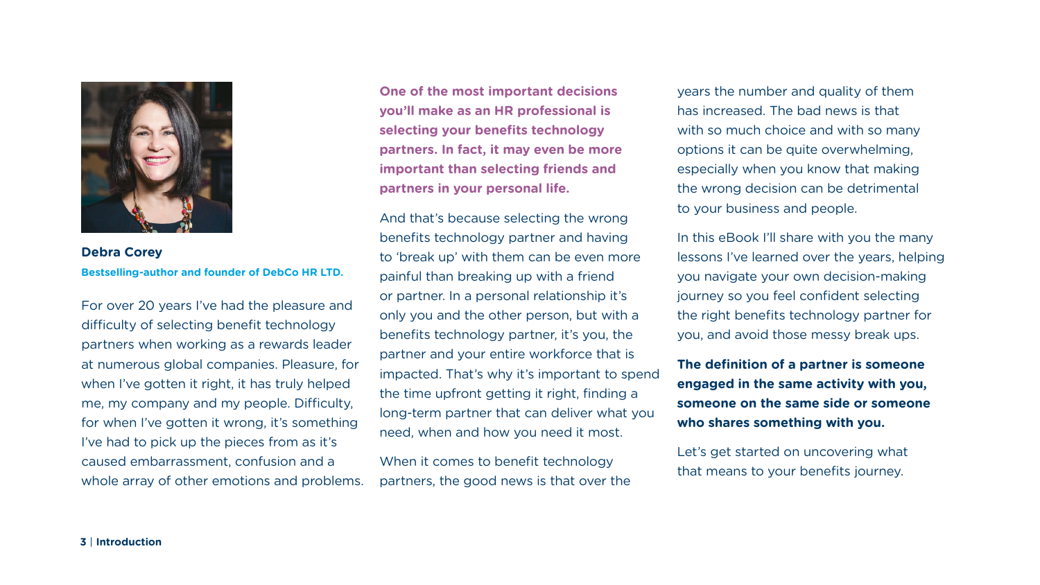**Debra Corey**

**Bestselling-author and founder of DebCo HR LTD.**

For over 20 years I've had the pleasure and difficulty of selecting benefit technology partners when working as a rewards leader at numerous global companies. Pleasure, for when I've gotten it right, it has truly helped me, my company and my people. Difficulty, for when I've gotten it wrong, it's something I've had to pick up the pieces from as it's caused embarrassment, confusion and a whole array of other emotions and problems.

**One of the most important decisions you'll make as an HR professional is selecting your benefits technology partners. In fact, it may even be more important than selecting friends and partners in your personal life.**

And that's because selecting the wrong benefits technology partner and having to 'break up' with them can be even more painful than breaking up with a friend or partner. In a personal relationship it's only you and the other person, but with a benefits technology partner, it's you, the partner and your entire workforce that is impacted. That's why it's important to spend the time upfront getting it right, finding a long-term partner that can deliver what you need, when and how you need it most.

When it comes to benefit technology partners, the good news is that over the years the number and quality of them has increased. The bad news is that with so much choice and with so many options it can be quite overwhelming, especially when you know that making the wrong decision can be detrimental to your business and people.

In this eBook I'll share with you the many lessons I've learned over the years, helping you navigate your own decision-making journey so you feel confident selecting the right benefits technology partner for you, and avoid those messy break ups.

**The definition of a partner is someone engaged in the same activity with you, someone on the same side or someone who shares something with you.**

Let's get started on uncovering what that means to your benefits journey.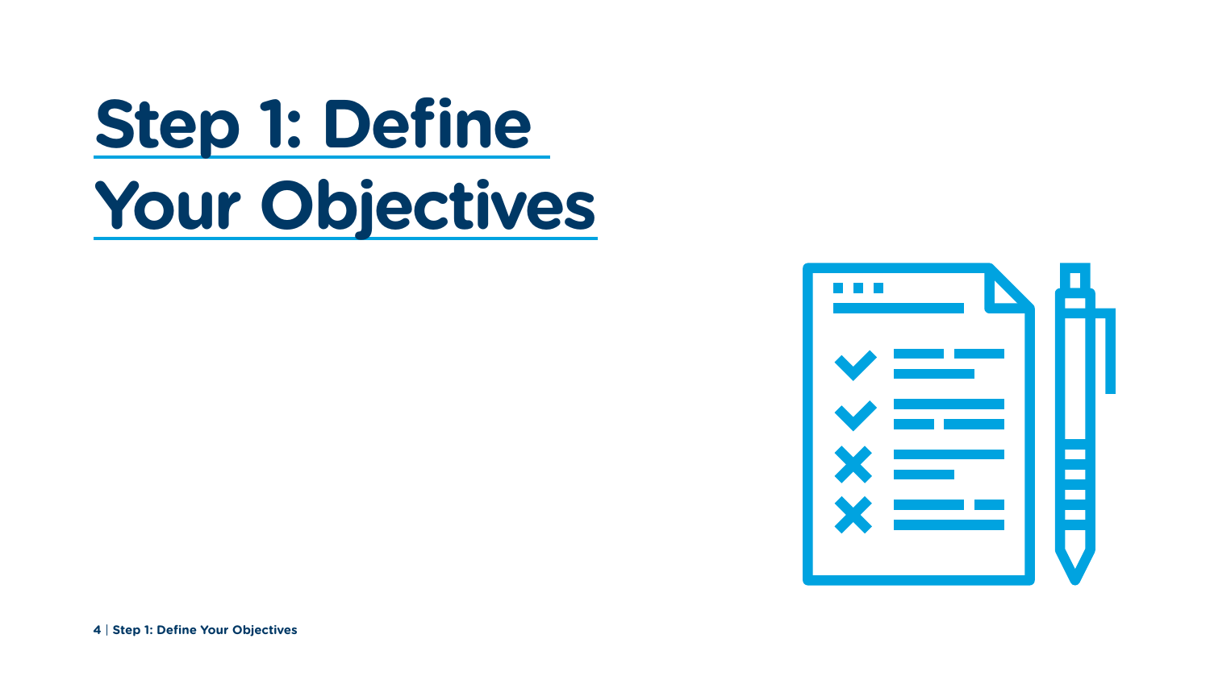# Step 1: Define Your Objectives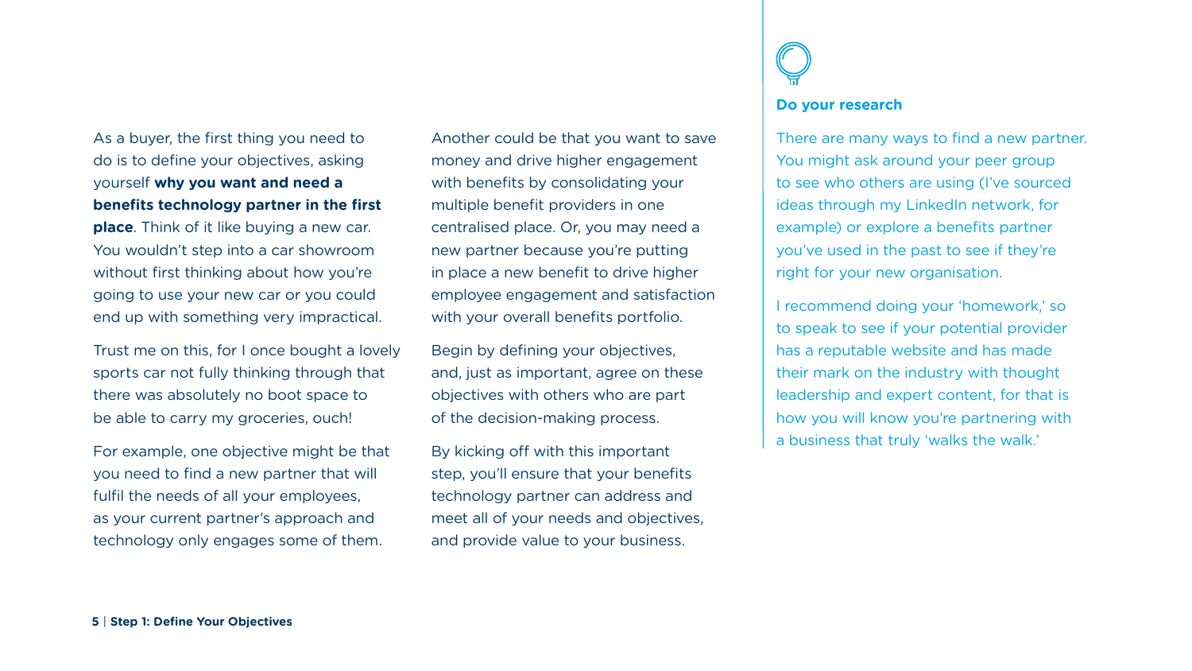As a buyer, the first thing you need to do is to define your objectives, asking yourself **why you want and need a benefits technology partner in the first place**. Think of it like buying a new car. You wouldn't step into a car showroom without first thinking about how you're going to use your new car or you could end up with something very impractical.

Trust me on this, for I once bought a lovely sports car not fully thinking through that there was absolutely no boot space to be able to carry my groceries, ouch!

For example, one objective might be that you need to find a new partner that will fulfil the needs of all your employees, as your current partner's approach and technology only engages some of them.

Another could be that you want to save money and drive higher engagement with benefits by consolidating your multiple benefit providers in one centralised place. Or, you may need a new partner because you're putting in place a new benefit to drive higher employee engagement and satisfaction with your overall benefits portfolio.

Begin by defining your objectives, and, just as important, agree on these objectives with others who are part of the decision-making process.

By kicking off with this important step, you'll ensure that your benefits technology partner can address and meet all of your needs and objectives, and provide value to your business.

### Do your research

There are many ways to find a new partner. You might ask around your peer group to see who others are using (I've sourced ideas through my LinkedIn network, for example) or explore a benefits partner you've used in the past to see if they're right for your new organisation.

I recommend doing your 'homework,' so to speak to see if your potential provider has a reputable website and has made their mark on the industry with thought leadership and expert content, for that is how you will know you're partnering with a business that truly 'walks the walk.'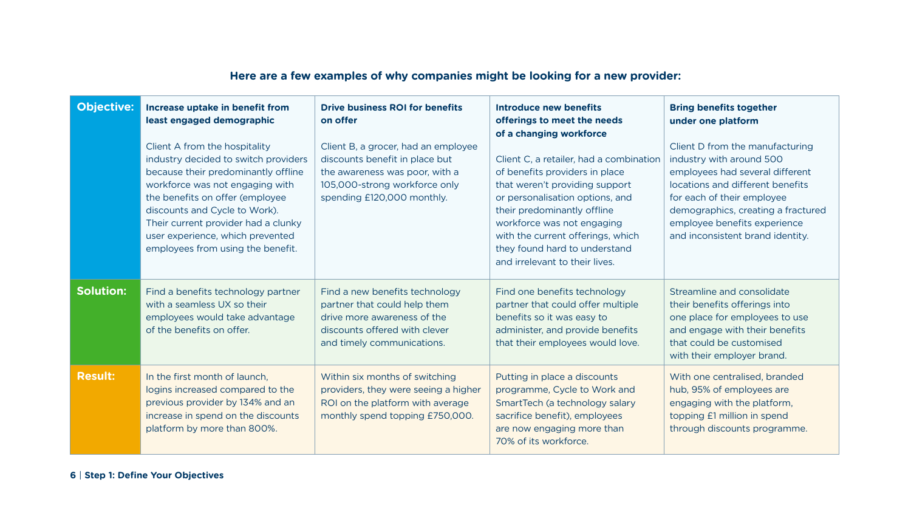**Here are a few examples of why companies might be looking for a new provider:**

| | | | | |
|---|---|---|---|---|
| **Objective:** | **Increase uptake in benefit from least engaged demographic**<br><br>Client A from the hospitality industry decided to switch providers because their predominantly offline workforce was not engaging with the benefits on offer (employee discounts and Cycle to Work). Their current provider had a clunky user experience, which prevented employees from using the benefit. | **Drive business ROI for benefits on offer**<br><br>Client B, a grocer, had an employee discounts benefit in place but the awareness was poor, with a 105,000-strong workforce only spending £120,000 monthly. | **Introduce new benefits offerings to meet the needs of a changing workforce**<br><br>Client C, a retailer, had a combination of benefits providers in place that weren't providing support or personalisation options, and their predominantly offline workforce was not engaging with the current offerings, which they found hard to understand and irrelevant to their lives. | **Bring benefits together under one platform**<br><br>Client D from the manufacturing industry with around 500 employees had several different locations and different benefits for each of their employee demographics, creating a fractured employee benefits experience and inconsistent brand identity. |
| **Solution:** | Find a benefits technology partner with a seamless UX so their employees would take advantage of the benefits on offer. | Find a new benefits technology partner that could help them drive more awareness of the discounts offered with clever and timely communications. | Find one benefits technology partner that could offer multiple benefits so it was easy to administer, and provide benefits that their employees would love. | Streamline and consolidate their benefits offerings into one place for employees to use and engage with their benefits that could be customised with their employer brand. |
| **Result:** | In the first month of launch, logins increased compared to the previous provider by 134% and an increase in spend on the discounts platform by more than 800%. | Within six months of switching providers, they were seeing a higher ROI on the platform with average monthly spend topping £750,000. | Putting in place a discounts programme, Cycle to Work and SmartTech (a technology salary sacrifice benefit), employees are now engaging more than 70% of its workforce. | With one centralised, branded hub, 95% of employees are engaging with the platform, topping £1 million in spend through discounts programme. |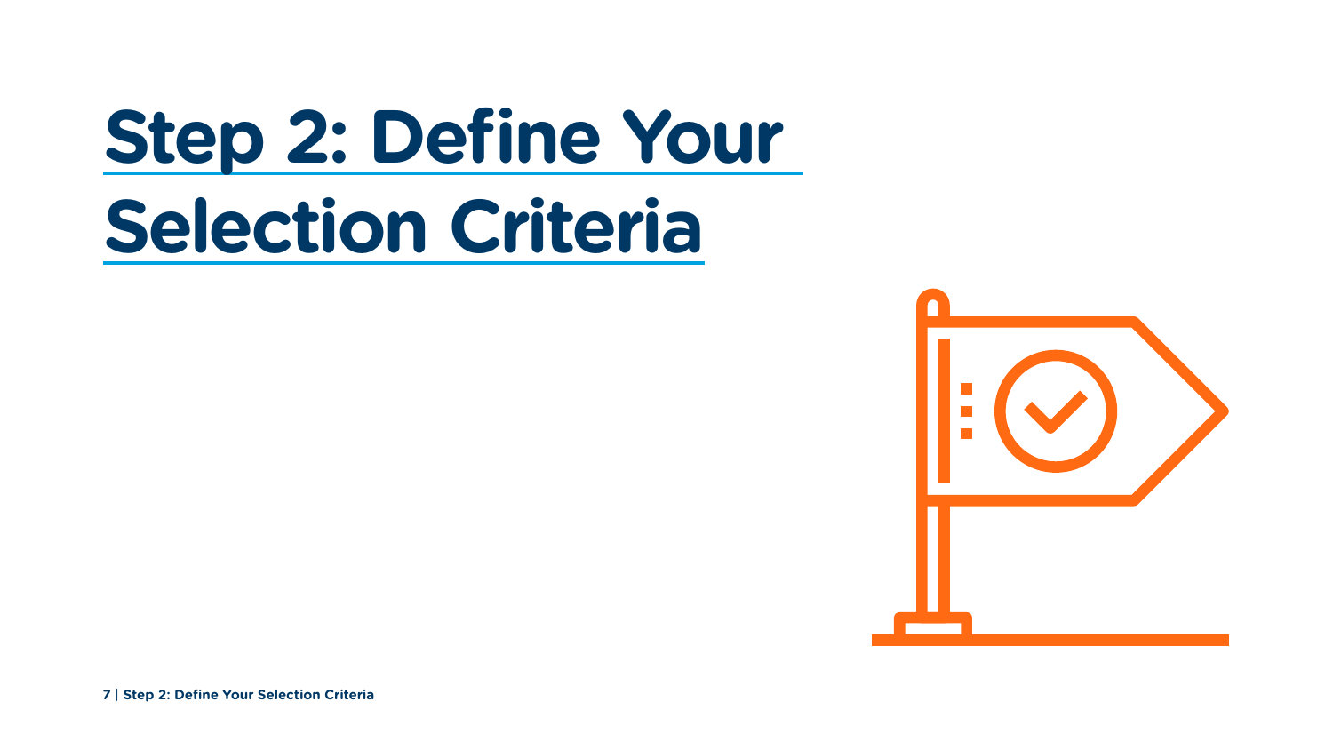# Step 2: Define Your Selection Criteria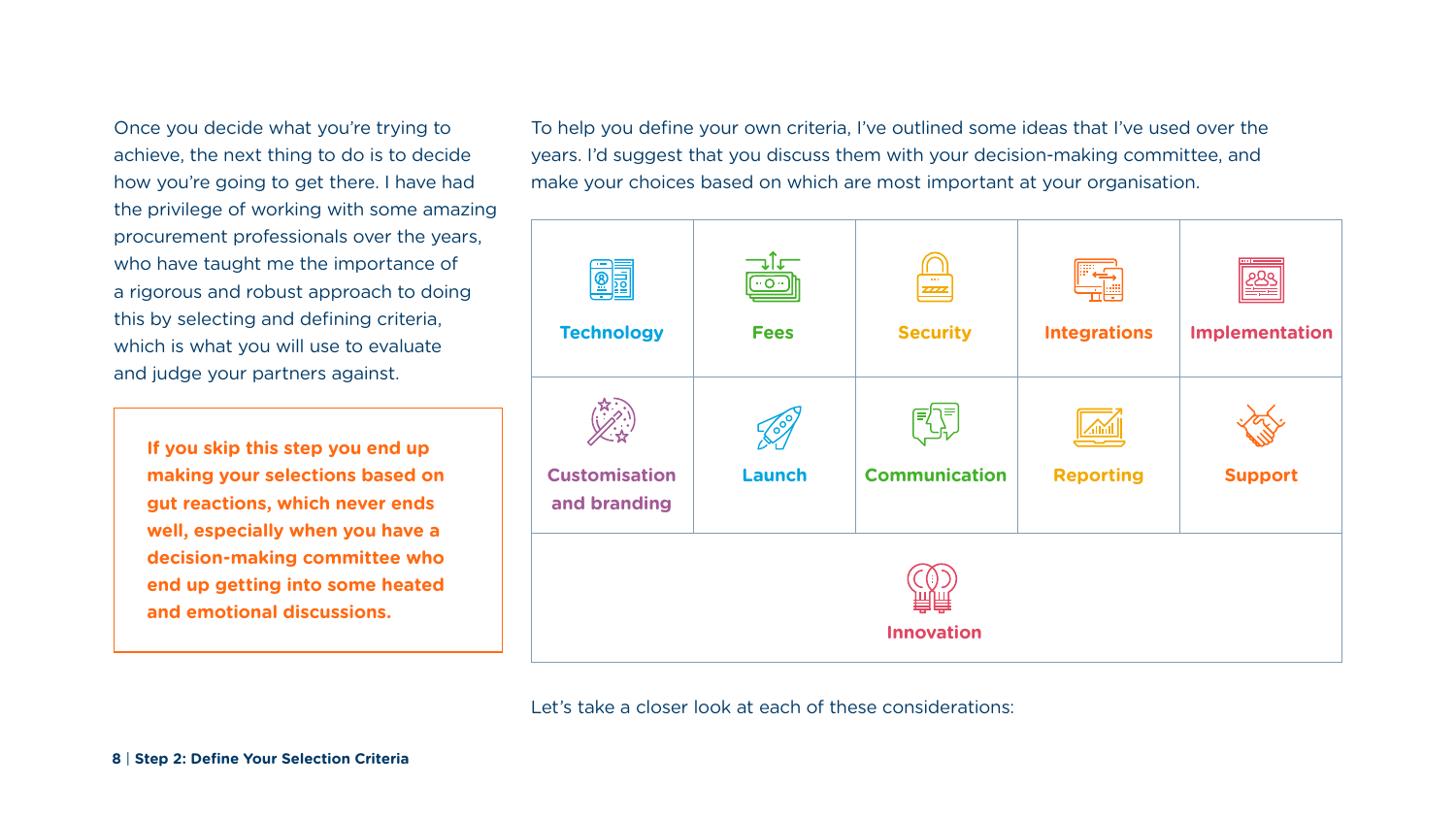Once you decide what you're trying to achieve, the next thing to do is to decide how you're going to get there. I have had the privilege of working with some amazing procurement professionals over the years, who have taught me the importance of a rigorous and robust approach to doing this by selecting and defining criteria, which is what you will use to evaluate and judge your partners against.

> **If you skip this step you end up making your selections based on gut reactions, which never ends well, especially when you have a decision-making committee who end up getting into some heated and emotional discussions.**

To help you define your own criteria, I've outlined some ideas that I've used over the years. I'd suggest that you discuss them with your decision-making committee, and make your choices based on which are most important at your organisation.

| | | | | |
|---|---|---|---|---|
| Technology | Fees | Security | Integrations | Implementation |
| Customisation and branding | Launch | Communication | Reporting | Support |
| Innovation | | | | |

Let's take a closer look at each of these considerations: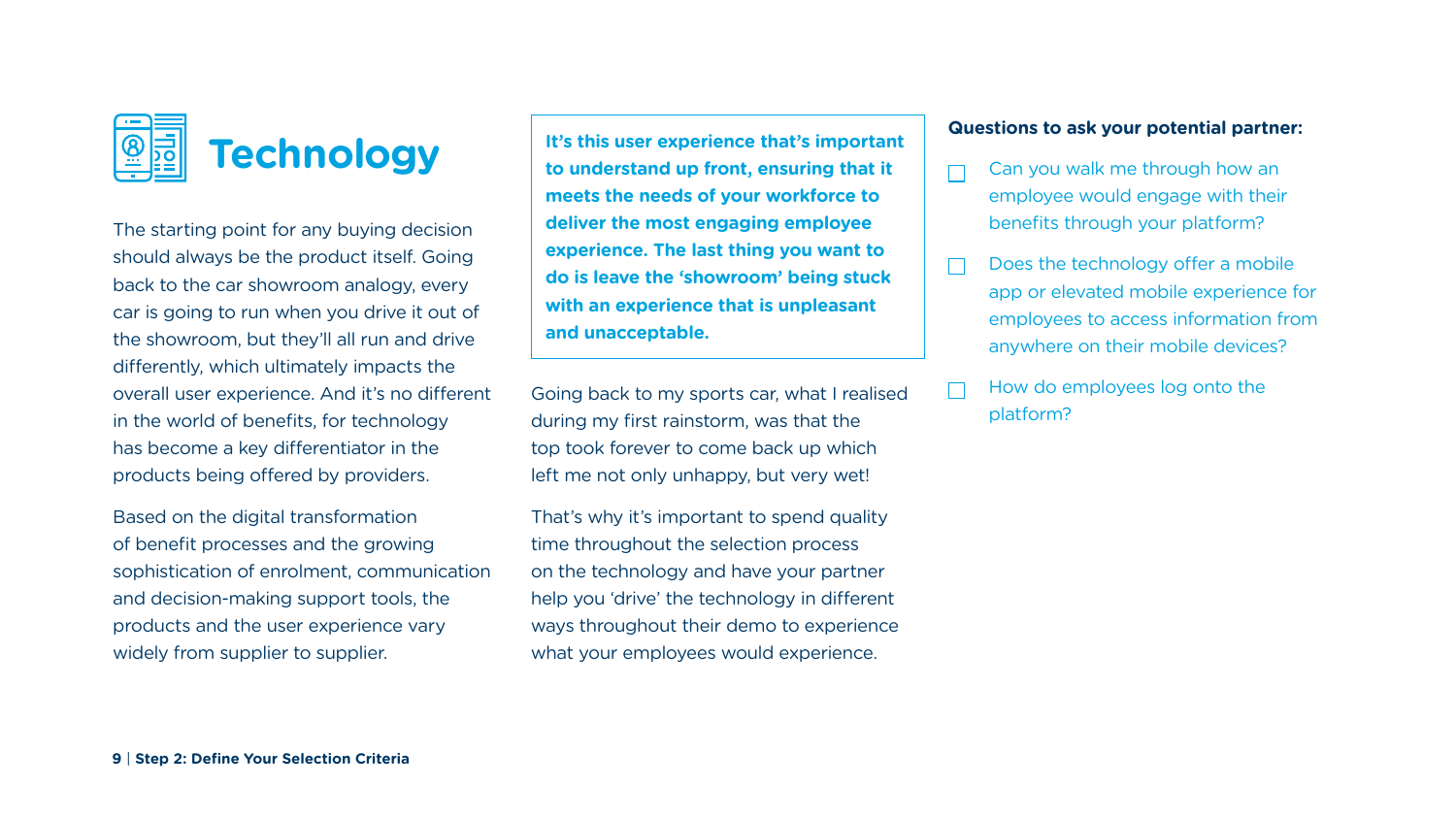# Technology

The starting point for any buying decision should always be the product itself. Going back to the car showroom analogy, every car is going to run when you drive it out of the showroom, but they'll all run and drive differently, which ultimately impacts the overall user experience. And it's no different in the world of benefits, for technology has become a key differentiator in the products being offered by providers.

Based on the digital transformation of benefit processes and the growing sophistication of enrolment, communication and decision-making support tools, the products and the user experience vary widely from supplier to supplier.

**It's this user experience that's important to understand up front, ensuring that it meets the needs of your workforce to deliver the most engaging employee experience. The last thing you want to do is leave the 'showroom' being stuck with an experience that is unpleasant and unacceptable.**

Going back to my sports car, what I realised during my first rainstorm, was that the top took forever to come back up which left me not only unhappy, but very wet!

That's why it's important to spend quality time throughout the selection process on the technology and have your partner help you 'drive' the technology in different ways throughout their demo to experience what your employees would experience.

**Questions to ask your potential partner:**

- [ ] Can you walk me through how an employee would engage with their benefits through your platform?
- [ ] Does the technology offer a mobile app or elevated mobile experience for employees to access information from anywhere on their mobile devices?
- [ ] How do employees log onto the platform?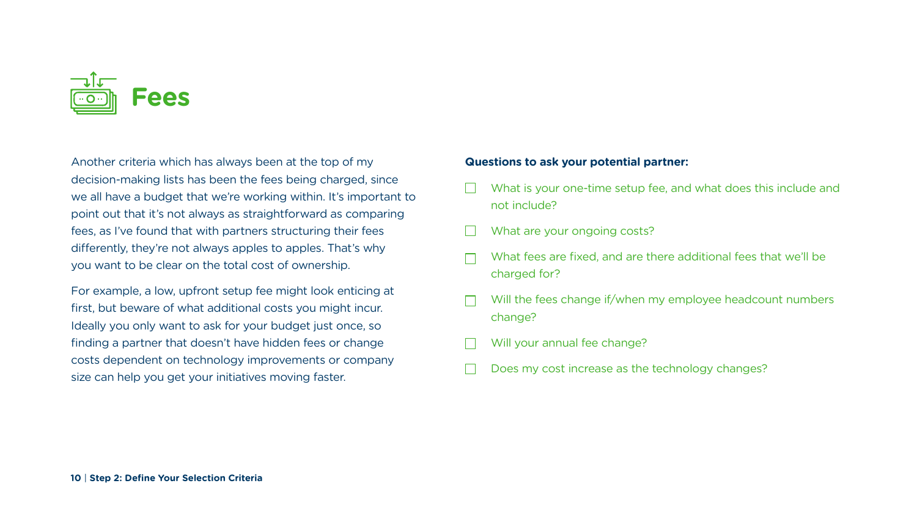# Fees

Another criteria which has always been at the top of my decision-making lists has been the fees being charged, since we all have a budget that we're working within. It's important to point out that it's not always as straightforward as comparing fees, as I've found that with partners structuring their fees differently, they're not always apples to apples. That's why you want to be clear on the total cost of ownership.

For example, a low, upfront setup fee might look enticing at first, but beware of what additional costs you might incur. Ideally you only want to ask for your budget just once, so finding a partner that doesn't have hidden fees or change costs dependent on technology improvements or company size can help you get your initiatives moving faster.

**Questions to ask your potential partner:**

- [ ] What is your one-time setup fee, and what does this include and not include?
- [ ] What are your ongoing costs?
- [ ] What fees are fixed, and are there additional fees that we'll be charged for?
- [ ] Will the fees change if/when my employee headcount numbers change?
- [ ] Will your annual fee change?
- [ ] Does my cost increase as the technology changes?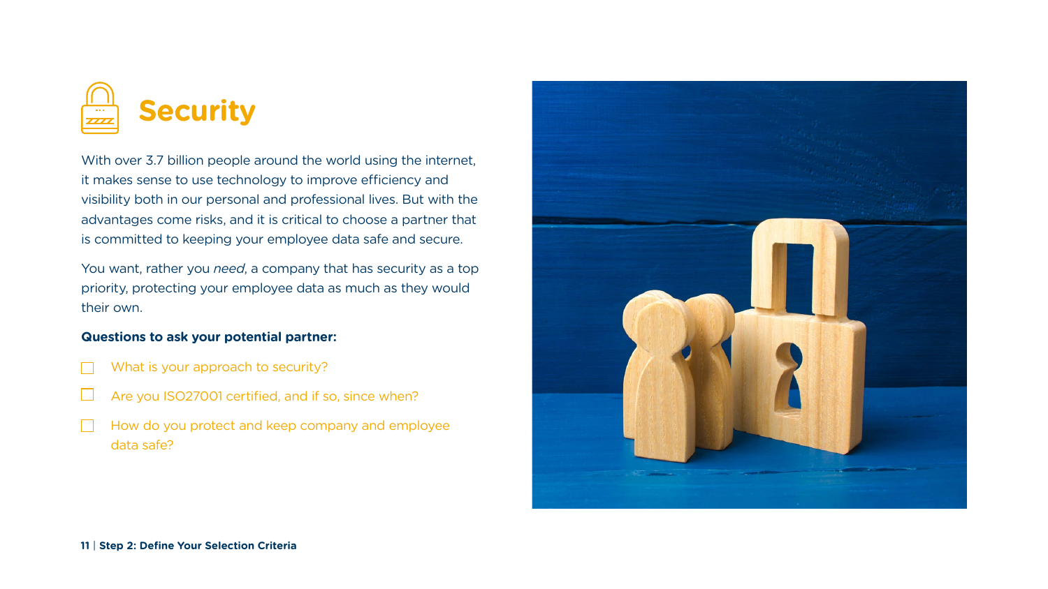# Security

With over 3.7 billion people around the world using the internet, it makes sense to use technology to improve efficiency and visibility both in our personal and professional lives. But with the advantages come risks, and it is critical to choose a partner that is committed to keeping your employee data safe and secure.

You want, rather you *need*, a company that has security as a top priority, protecting your employee data as much as they would their own.

**Questions to ask your potential partner:**

- [ ] What is your approach to security?
- [ ] Are you ISO27001 certified, and if so, since when?
- [ ] How do you protect and keep company and employee data safe?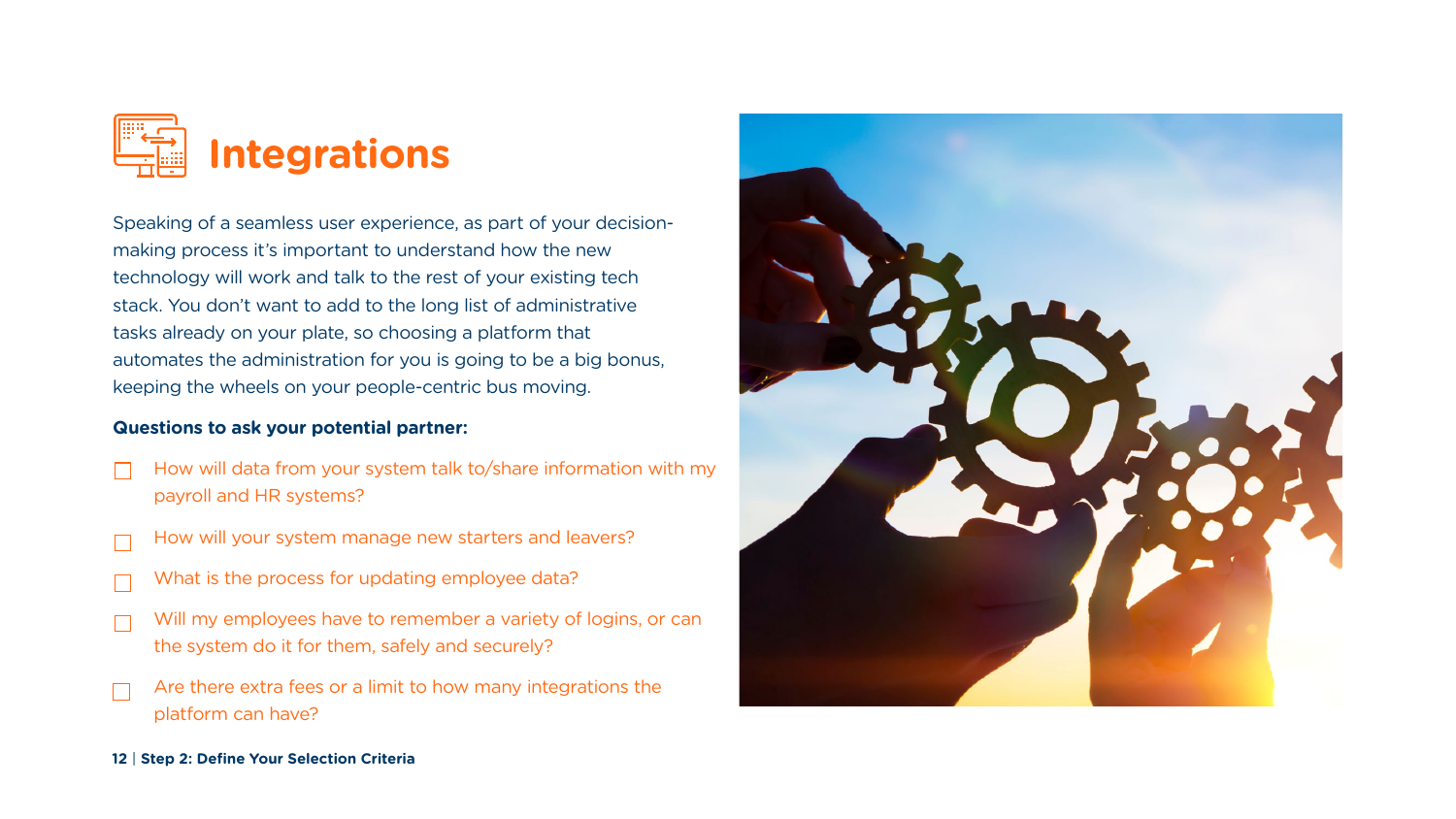# Integrations

Speaking of a seamless user experience, as part of your decision-making process it's important to understand how the new technology will work and talk to the rest of your existing tech stack. You don't want to add to the long list of administrative tasks already on your plate, so choosing a platform that automates the administration for you is going to be a big bonus, keeping the wheels on your people-centric bus moving.

**Questions to ask your potential partner:**

- [ ] How will data from your system talk to/share information with my payroll and HR systems?
- [ ] How will your system manage new starters and leavers?
- [ ] What is the process for updating employee data?
- [ ] Will my employees have to remember a variety of logins, or can the system do it for them, safely and securely?
- [ ] Are there extra fees or a limit to how many integrations the platform can have?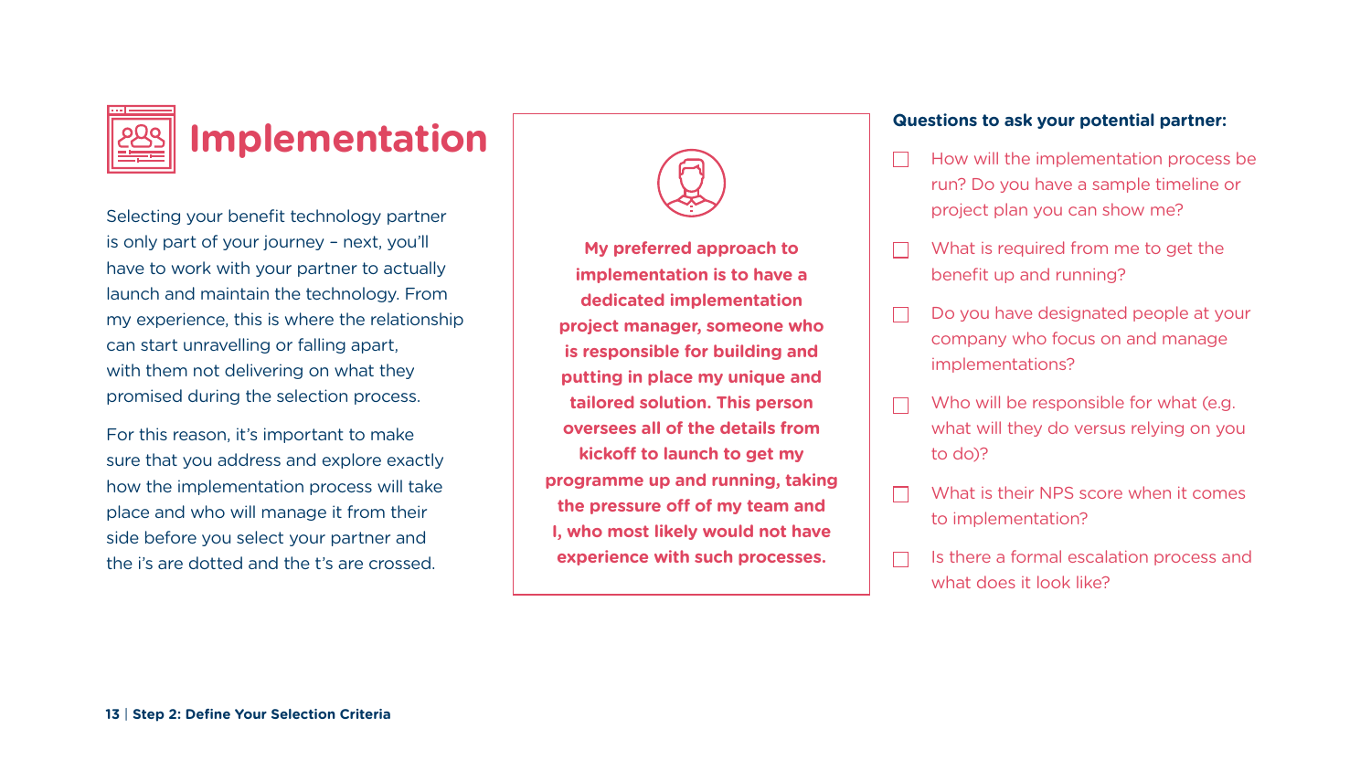# Implementation

Selecting your benefit technology partner is only part of your journey – next, you'll have to work with your partner to actually launch and maintain the technology. From my experience, this is where the relationship can start unravelling or falling apart, with them not delivering on what they promised during the selection process.

For this reason, it's important to make sure that you address and explore exactly how the implementation process will take place and who will manage it from their side before you select your partner and the i's are dotted and the t's are crossed.

**My preferred approach to implementation is to have a dedicated implementation project manager, someone who is responsible for building and putting in place my unique and tailored solution. This person oversees all of the details from kickoff to launch to get my programme up and running, taking the pressure off of my team and I, who most likely would not have experience with such processes.**

**Questions to ask your potential partner:**

- [ ] How will the implementation process be run? Do you have a sample timeline or project plan you can show me?
- [ ] What is required from me to get the benefit up and running?
- [ ] Do you have designated people at your company who focus on and manage implementations?
- [ ] Who will be responsible for what (e.g. what will they do versus relying on you to do)?
- [ ] What is their NPS score when it comes to implementation?
- [ ] Is there a formal escalation process and what does it look like?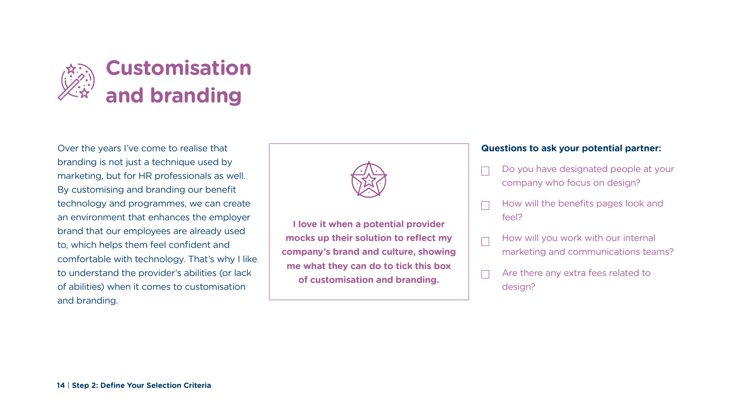# Customisation and branding

Over the years I've come to realise that branding is not just a technique used by marketing, but for HR professionals as well. By customising and branding our benefit technology and programmes, we can create an environment that enhances the employer brand that our employees are already used to, which helps them feel confident and comfortable with technology. That's why I like to understand the provider's abilities (or lack of abilities) when it comes to customisation and branding.

**I love it when a potential provider mocks up their solution to reflect my company's brand and culture, showing me what they can do to tick this box of customisation and branding.**

**Questions to ask your potential partner:**

- [ ] Do you have designated people at your company who focus on design?
- [ ] How will the benefits pages look and feel?
- [ ] How will you work with our internal marketing and communications teams?
- [ ] Are there any extra fees related to design?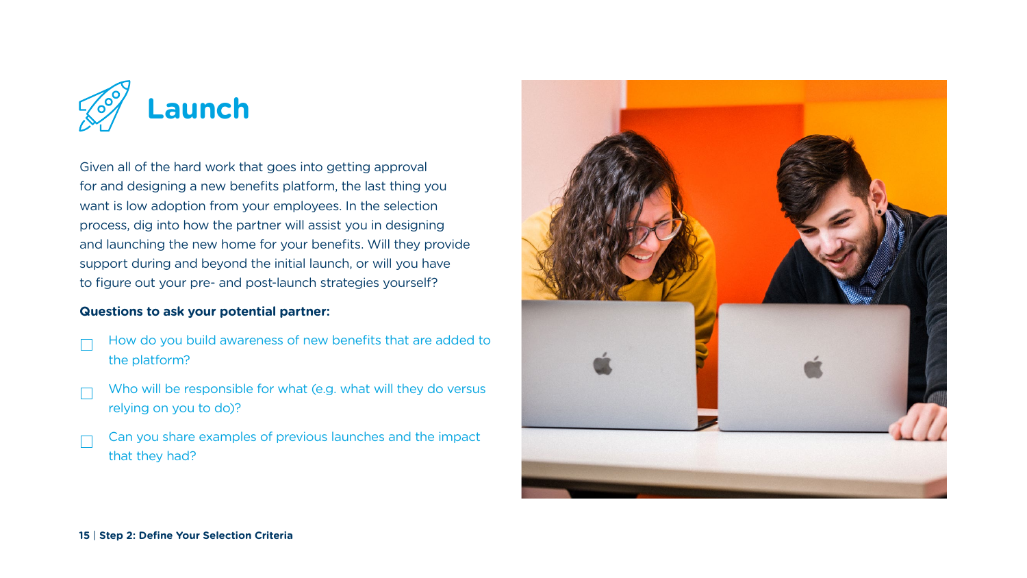# Launch

Given all of the hard work that goes into getting approval for and designing a new benefits platform, the last thing you want is low adoption from your employees. In the selection process, dig into how the partner will assist you in designing and launching the new home for your benefits. Will they provide support during and beyond the initial launch, or will you have to figure out your pre- and post-launch strategies yourself?

**Questions to ask your potential partner:**

- [ ] How do you build awareness of new benefits that are added to the platform?
- [ ] Who will be responsible for what (e.g. what will they do versus relying on you to do)?
- [ ] Can you share examples of previous launches and the impact that they had?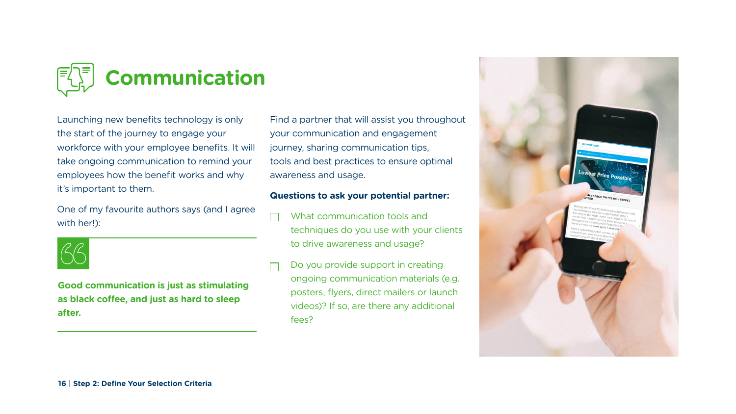# Communication

Launching new benefits technology is only the start of the journey to engage your workforce with your employee benefits. It will take ongoing communication to remind your employees how the benefit works and why it's important to them.

One of my favourite authors says (and I agree with her!):

> **Good communication is just as stimulating as black coffee, and just as hard to sleep after.**

Find a partner that will assist you throughout your communication and engagement journey, sharing communication tips, tools and best practices to ensure optimal awareness and usage.

**Questions to ask your potential partner:**

- ☐ What communication tools and techniques do you use with your clients to drive awareness and usage?
- ☐ Do you provide support in creating ongoing communication materials (e.g. posters, flyers, direct mailers or launch videos)? If so, are there any additional fees?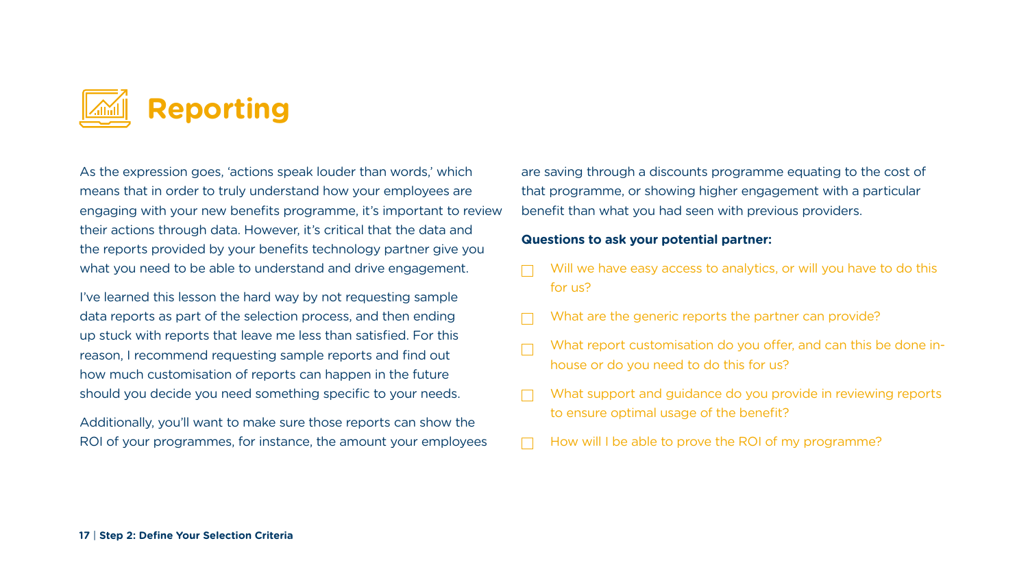# Reporting

As the expression goes, 'actions speak louder than words,' which means that in order to truly understand how your employees are engaging with your new benefits programme, it's important to review their actions through data. However, it's critical that the data and the reports provided by your benefits technology partner give you what you need to be able to understand and drive engagement.

I've learned this lesson the hard way by not requesting sample data reports as part of the selection process, and then ending up stuck with reports that leave me less than satisfied. For this reason, I recommend requesting sample reports and find out how much customisation of reports can happen in the future should you decide you need something specific to your needs.

Additionally, you'll want to make sure those reports can show the ROI of your programmes, for instance, the amount your employees are saving through a discounts programme equating to the cost of that programme, or showing higher engagement with a particular benefit than what you had seen with previous providers.

**Questions to ask your potential partner:**

- [ ] Will we have easy access to analytics, or will you have to do this for us?
- [ ] What are the generic reports the partner can provide?
- [ ] What report customisation do you offer, and can this be done in-house or do you need to do this for us?
- [ ] What support and guidance do you provide in reviewing reports to ensure optimal usage of the benefit?
- [ ] How will I be able to prove the ROI of my programme?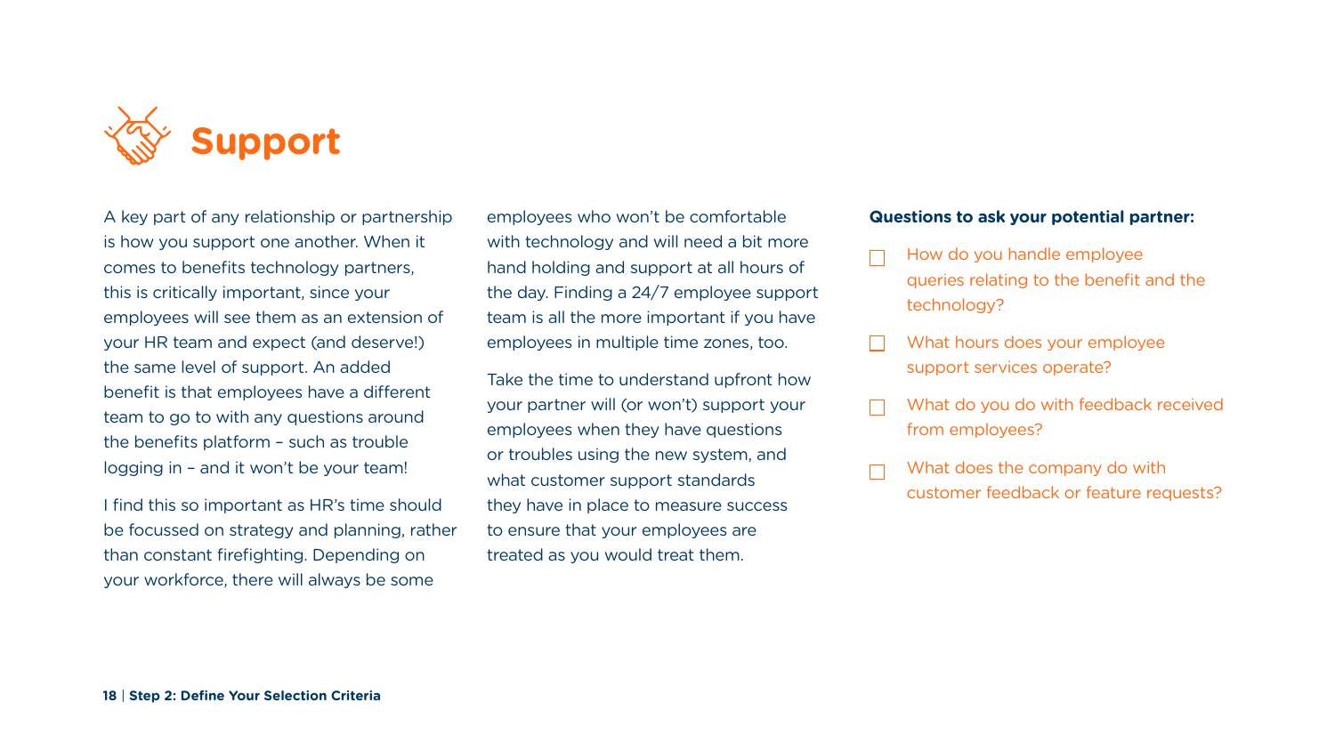# Support

A key part of any relationship or partnership is how you support one another. When it comes to benefits technology partners, this is critically important, since your employees will see them as an extension of your HR team and expect (and deserve!) the same level of support. An added benefit is that employees have a different team to go to with any questions around the benefits platform – such as trouble logging in – and it won't be your team!

I find this so important as HR's time should be focussed on strategy and planning, rather than constant firefighting. Depending on your workforce, there will always be some employees who won't be comfortable with technology and will need a bit more hand holding and support at all hours of the day. Finding a 24/7 employee support team is all the more important if you have employees in multiple time zones, too.

Take the time to understand upfront how your partner will (or won't) support your employees when they have questions or troubles using the new system, and what customer support standards they have in place to measure success to ensure that your employees are treated as you would treat them.

**Questions to ask your potential partner:**

- [ ] How do you handle employee queries relating to the benefit and the technology?
- [ ] What hours does your employee support services operate?
- [ ] What do you do with feedback received from employees?
- [ ] What does the company do with customer feedback or feature requests?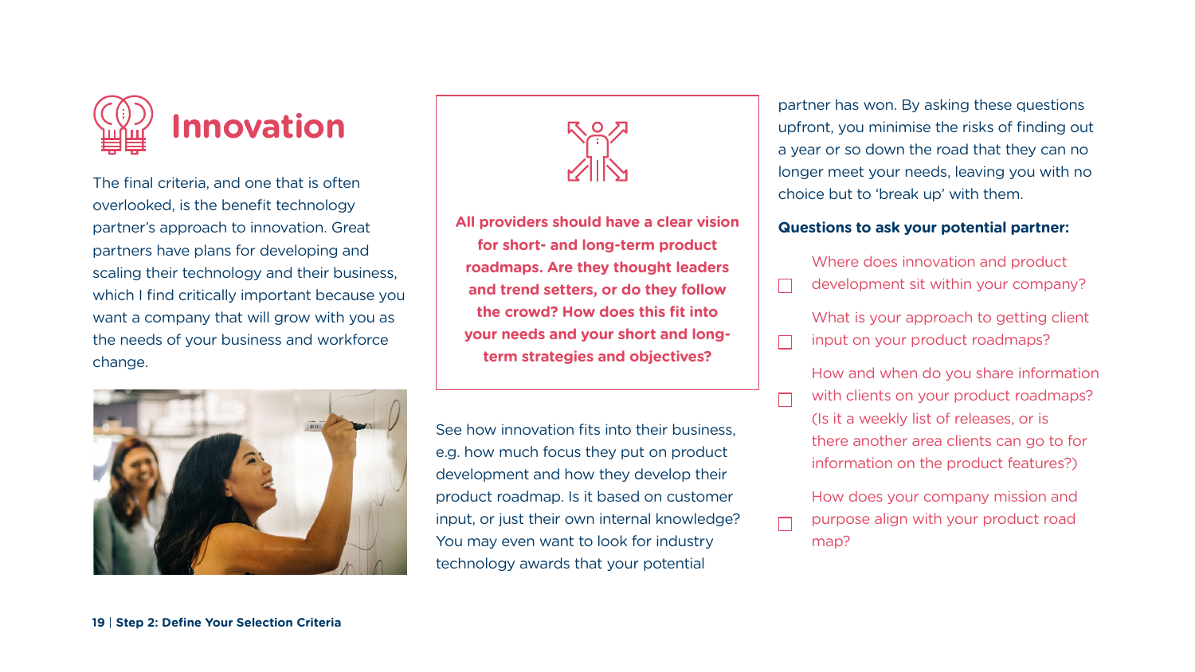# Innovation

The final criteria, and one that is often overlooked, is the benefit technology partner's approach to innovation. Great partners have plans for developing and scaling their technology and their business, which I find critically important because you want a company that will grow with you as the needs of your business and workforce change.

**All providers should have a clear vision for short- and long-term product roadmaps. Are they thought leaders and trend setters, or do they follow the crowd? How does this fit into your needs and your short and long-term strategies and objectives?**

See how innovation fits into their business, e.g. how much focus they put on product development and how they develop their product roadmap. Is it based on customer input, or just their own internal knowledge? You may even want to look for industry technology awards that your potential partner has won. By asking these questions upfront, you minimise the risks of finding out a year or so down the road that they can no longer meet your needs, leaving you with no choice but to 'break up' with them.

**Questions to ask your potential partner:**

- [ ] Where does innovation and product development sit within your company?
- [ ] What is your approach to getting client input on your product roadmaps?
- [ ] How and when do you share information with clients on your product roadmaps? (Is it a weekly list of releases, or is there another area clients can go to for information on the product features?)
- [ ] How does your company mission and purpose align with your product road map?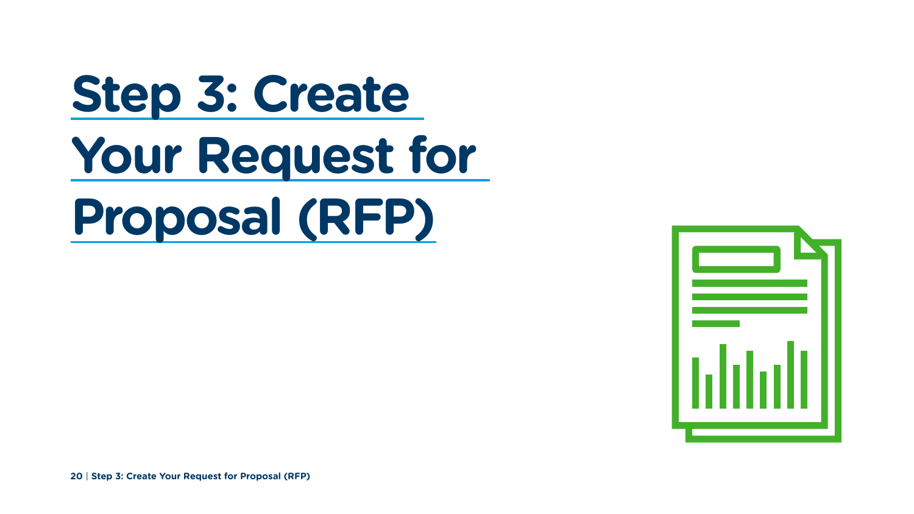# Step 3: Create Your Request for Proposal (RFP)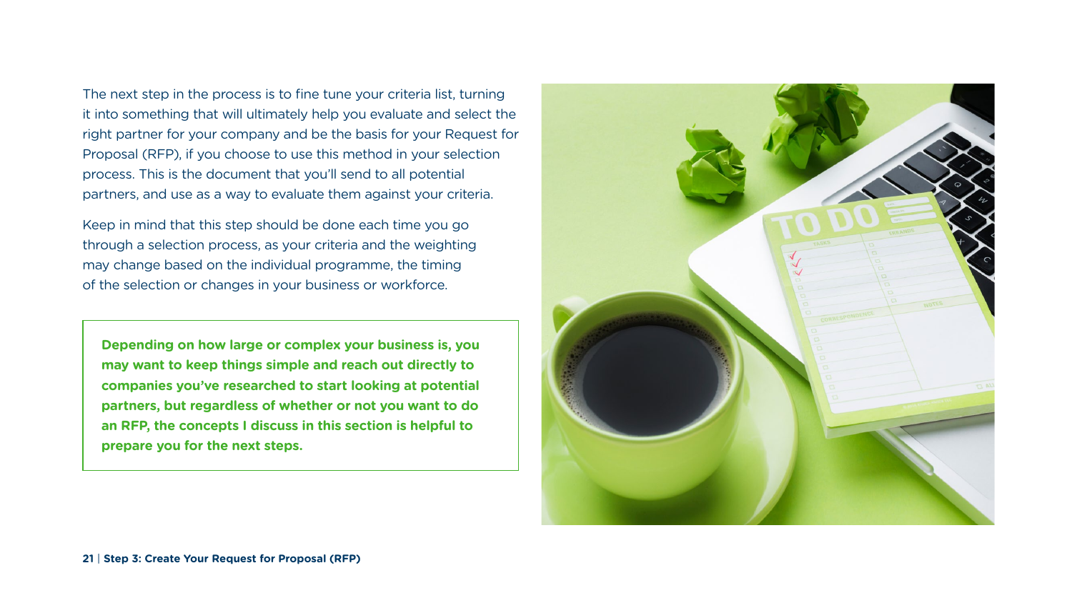The next step in the process is to fine tune your criteria list, turning it into something that will ultimately help you evaluate and select the right partner for your company and be the basis for your Request for Proposal (RFP), if you choose to use this method in your selection process. This is the document that you'll send to all potential partners, and use as a way to evaluate them against your criteria.

Keep in mind that this step should be done each time you go through a selection process, as your criteria and the weighting may change based on the individual programme, the timing of the selection or changes in your business or workforce.

**Depending on how large or complex your business is, you may want to keep things simple and reach out directly to companies you've researched to start looking at potential partners, but regardless of whether or not you want to do an RFP, the concepts I discuss in this section is helpful to prepare you for the next steps.**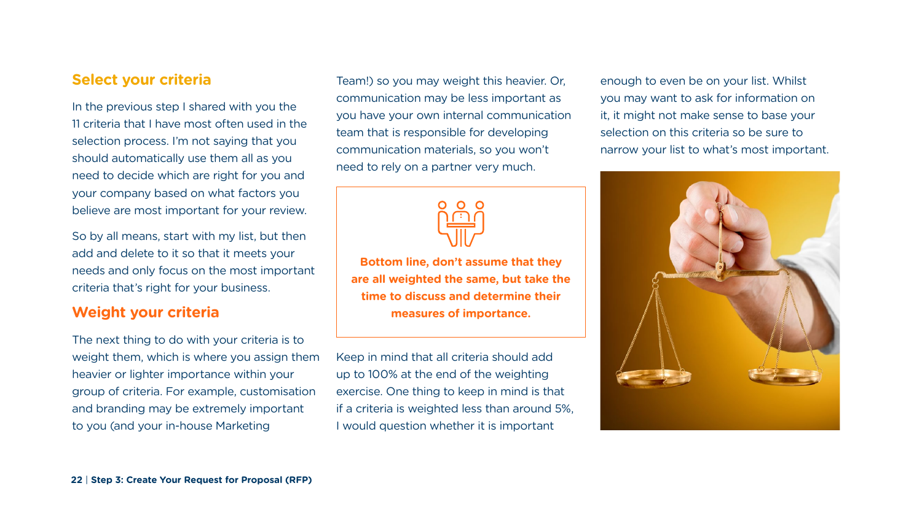## Select your criteria

In the previous step I shared with you the 11 criteria that I have most often used in the selection process. I'm not saying that you should automatically use them all as you need to decide which are right for you and your company based on what factors you believe are most important for your review.

So by all means, start with my list, but then add and delete to it so that it meets your needs and only focus on the most important criteria that's right for your business.

## Weight your criteria

The next thing to do with your criteria is to weight them, which is where you assign them heavier or lighter importance within your group of criteria. For example, customisation and branding may be extremely important to you (and your in-house Marketing Team!) so you may weight this heavier. Or, communication may be less important as you have your own internal communication team that is responsible for developing communication materials, so you won't need to rely on a partner very much.

**Bottom line, don't assume that they are all weighted the same, but take the time to discuss and determine their measures of importance.**

Keep in mind that all criteria should add up to 100% at the end of the weighting exercise. One thing to keep in mind is that if a criteria is weighted less than around 5%, I would question whether it is important enough to even be on your list. Whilst you may want to ask for information on it, it might not make sense to base your selection on this criteria so be sure to narrow your list to what's most important.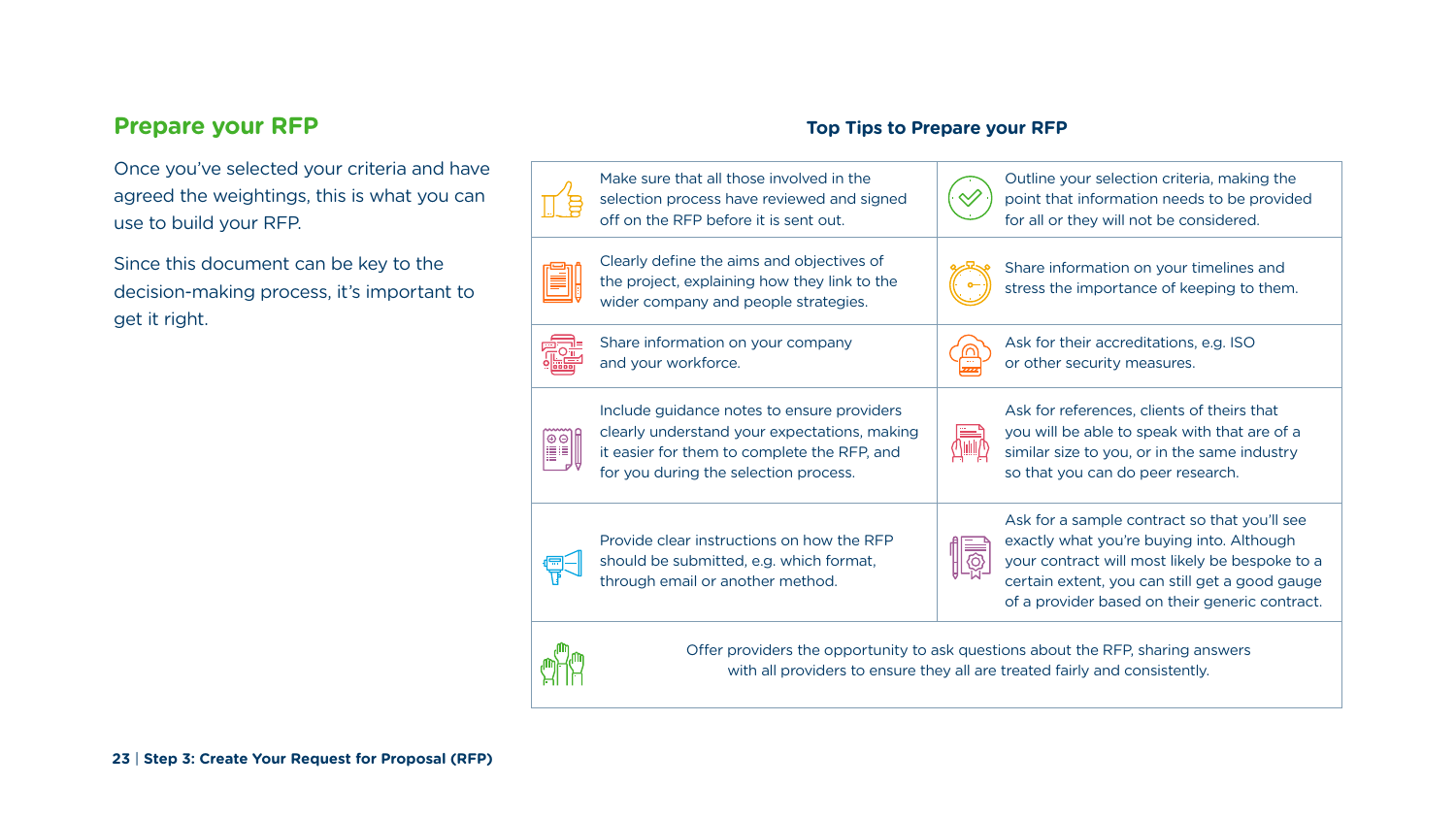## Prepare your RFP

Once you've selected your criteria and have agreed the weightings, this is what you can use to build your RFP.

Since this document can be key to the decision-making process, it's important to get it right.

### Top Tips to Prepare your RFP

| | |
|---|---|
| Make sure that all those involved in the selection process have reviewed and signed off on the RFP before it is sent out. | Outline your selection criteria, making the point that information needs to be provided for all or they will not be considered. |
| Clearly define the aims and objectives of the project, explaining how they link to the wider company and people strategies. | Share information on your timelines and stress the importance of keeping to them. |
| Share information on your company and your workforce. | Ask for their accreditations, e.g. ISO or other security measures. |
| Include guidance notes to ensure providers clearly understand your expectations, making it easier for them to complete the RFP, and for you during the selection process. | Ask for references, clients of theirs that you will be able to speak with that are of a similar size to you, or in the same industry so that you can do peer research. |
| Provide clear instructions on how the RFP should be submitted, e.g. which format, through email or another method. | Ask for a sample contract so that you'll see exactly what you're buying into. Although your contract will most likely be bespoke to a certain extent, you can still get a good gauge of a provider based on their generic contract. |
| Offer providers the opportunity to ask questions about the RFP, sharing answers with all providers to ensure they all are treated fairly and consistently. | |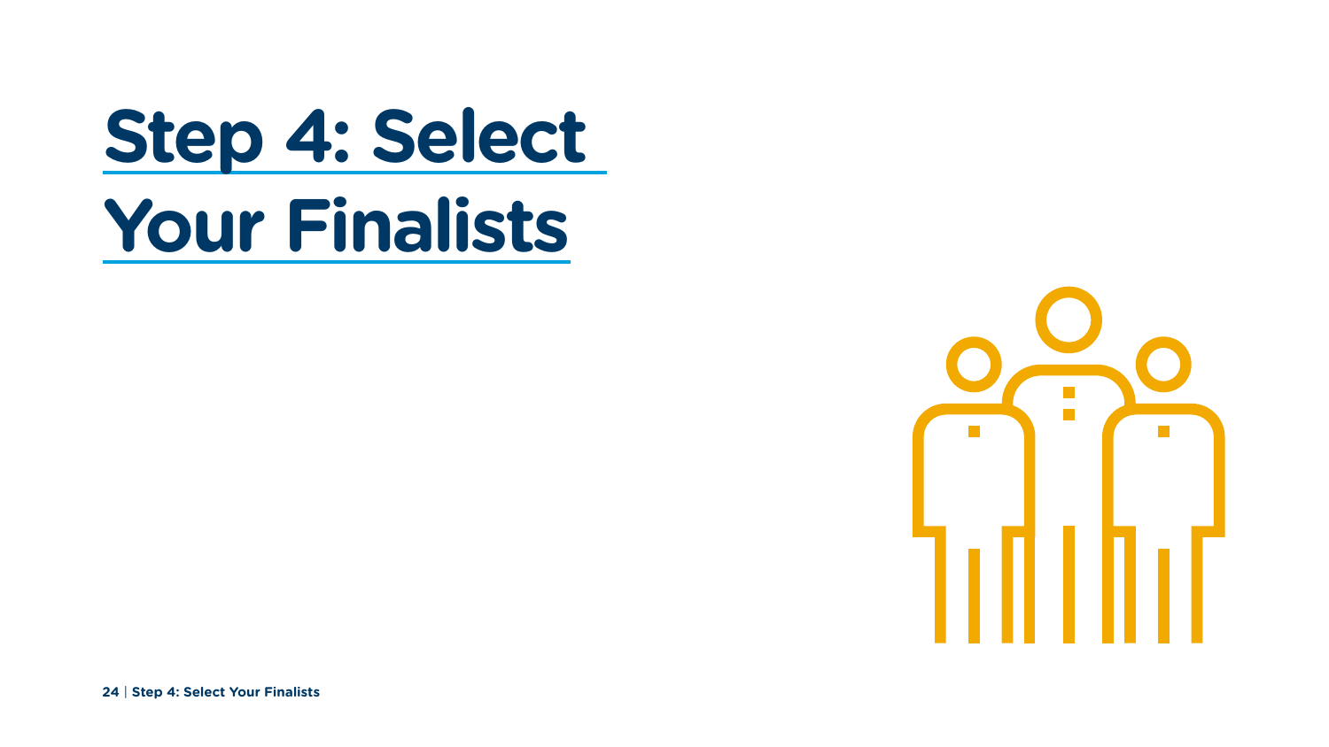# Step 4: Select Your Finalists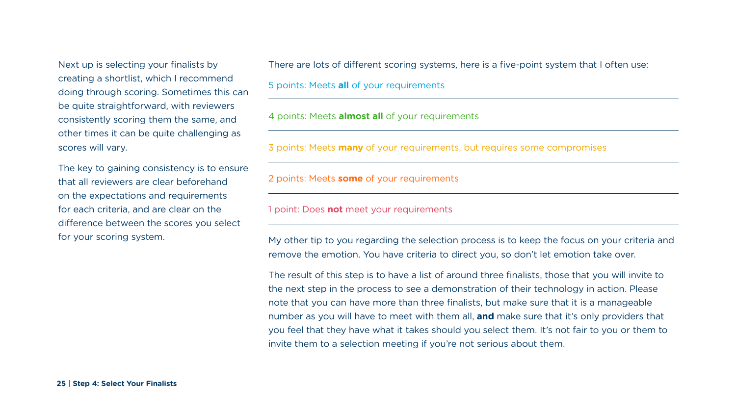Next up is selecting your finalists by creating a shortlist, which I recommend doing through scoring. Sometimes this can be quite straightforward, with reviewers consistently scoring them the same, and other times it can be quite challenging as scores will vary.

The key to gaining consistency is to ensure that all reviewers are clear beforehand on the expectations and requirements for each criteria, and are clear on the difference between the scores you select for your scoring system.

There are lots of different scoring systems, here is a five-point system that I often use:

5 points: Meets **all** of your requirements

4 points: Meets **almost all** of your requirements

3 points: Meets **many** of your requirements, but requires some compromises

2 points: Meets **some** of your requirements

1 point: Does **not** meet your requirements

My other tip to you regarding the selection process is to keep the focus on your criteria and remove the emotion. You have criteria to direct you, so don't let emotion take over.

The result of this step is to have a list of around three finalists, those that you will invite to the next step in the process to see a demonstration of their technology in action. Please note that you can have more than three finalists, but make sure that it is a manageable number as you will have to meet with them all, **and** make sure that it's only providers that you feel that they have what it takes should you select them. It's not fair to you or them to invite them to a selection meeting if you're not serious about them.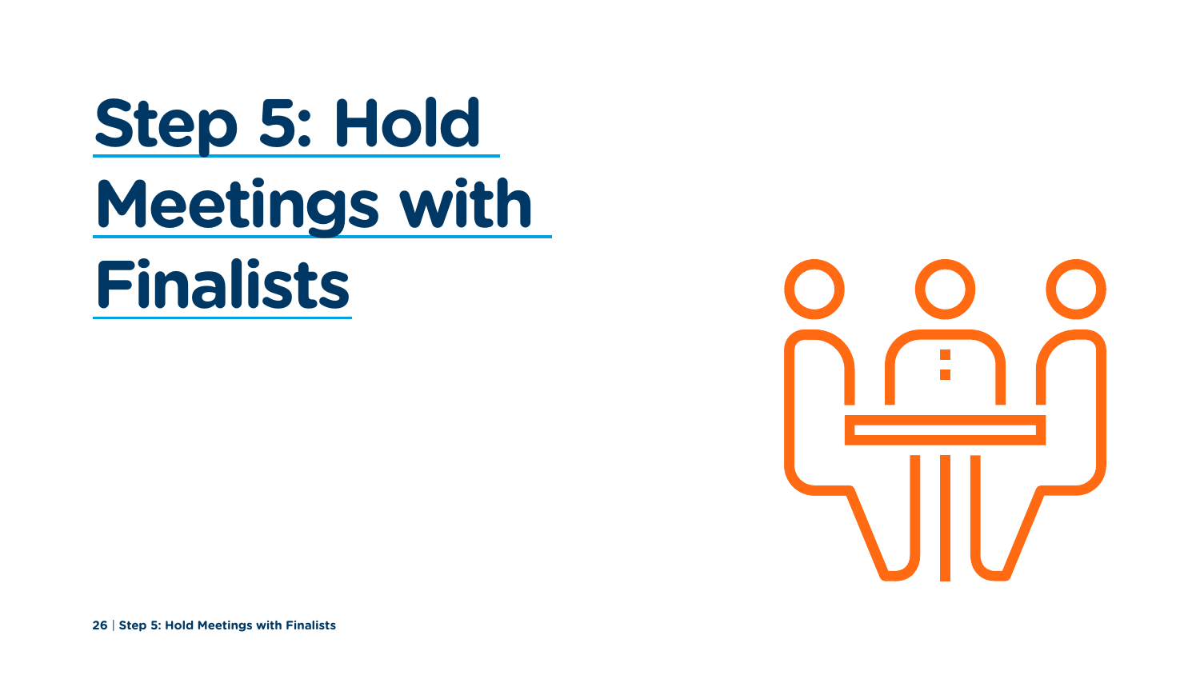# Step 5: Hold Meetings with Finalists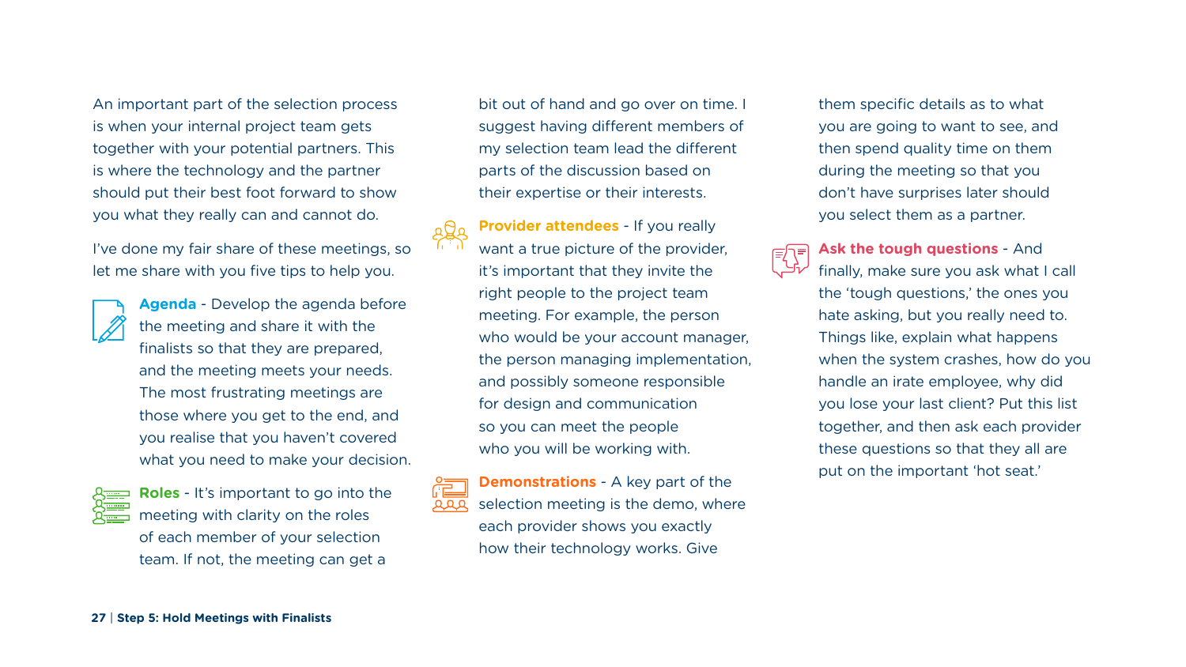An important part of the selection process is when your internal project team gets together with your potential partners. This is where the technology and the partner should put their best foot forward to show you what they really can and cannot do.

I've done my fair share of these meetings, so let me share with you five tips to help you.

**Agenda** - Develop the agenda before the meeting and share it with the finalists so that they are prepared, and the meeting meets your needs. The most frustrating meetings are those where you get to the end, and you realise that you haven't covered what you need to make your decision.

**Roles** - It's important to go into the meeting with clarity on the roles of each member of your selection team. If not, the meeting can get a bit out of hand and go over on time. I suggest having different members of my selection team lead the different parts of the discussion based on their expertise or their interests.

**Provider attendees** - If you really want a true picture of the provider, it's important that they invite the right people to the project team meeting. For example, the person who would be your account manager, the person managing implementation, and possibly someone responsible for design and communication so you can meet the people who you will be working with.

**Demonstrations** - A key part of the selection meeting is the demo, where each provider shows you exactly how their technology works. Give them specific details as to what you are going to want to see, and then spend quality time on them during the meeting so that you don't have surprises later should you select them as a partner.

**Ask the tough questions** - And finally, make sure you ask what I call the 'tough questions,' the ones you hate asking, but you really need to. Things like, explain what happens when the system crashes, how do you handle an irate employee, why did you lose your last client? Put this list together, and then ask each provider these questions so that they all are put on the important 'hot seat.'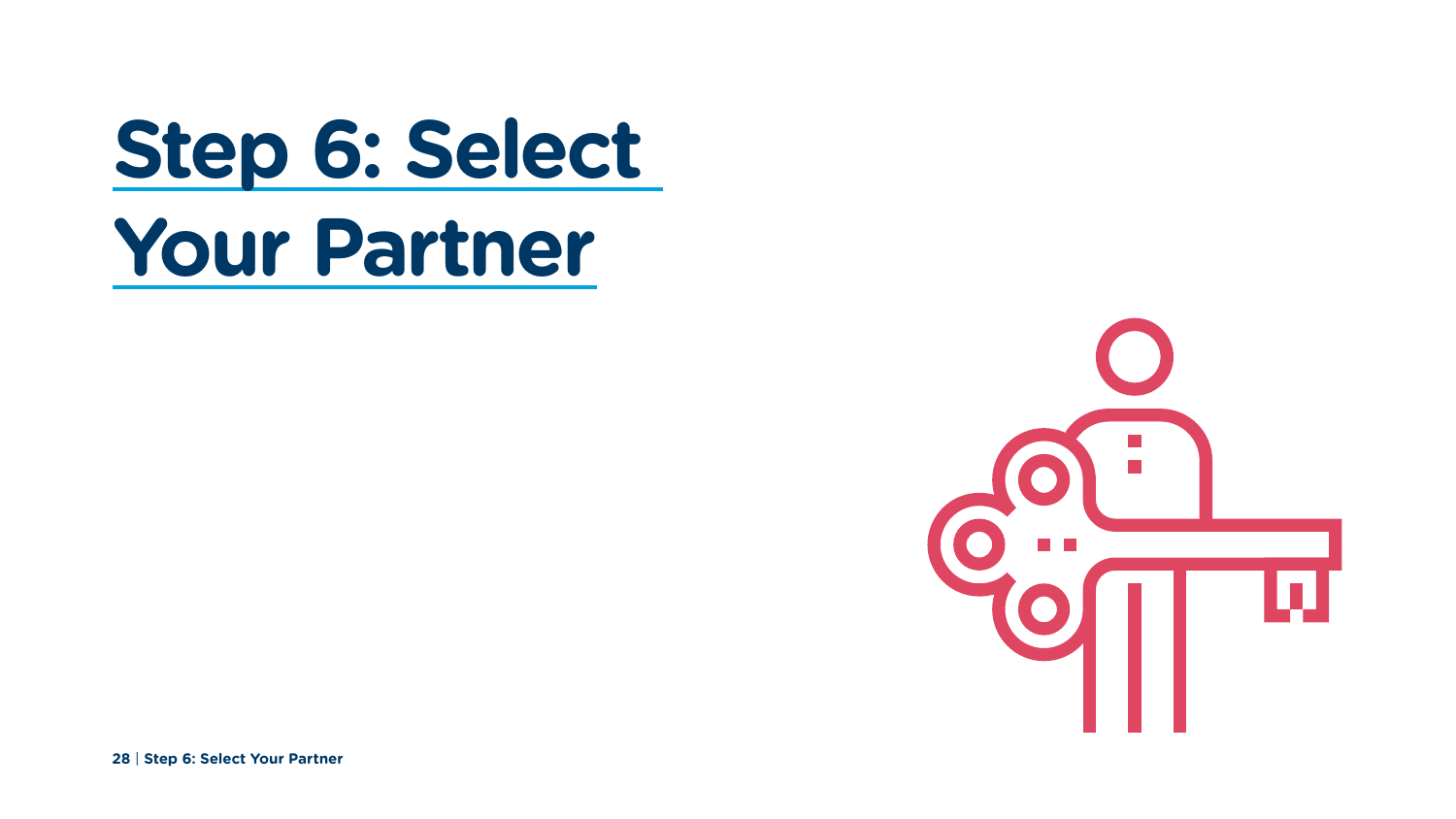# Step 6: Select Your Partner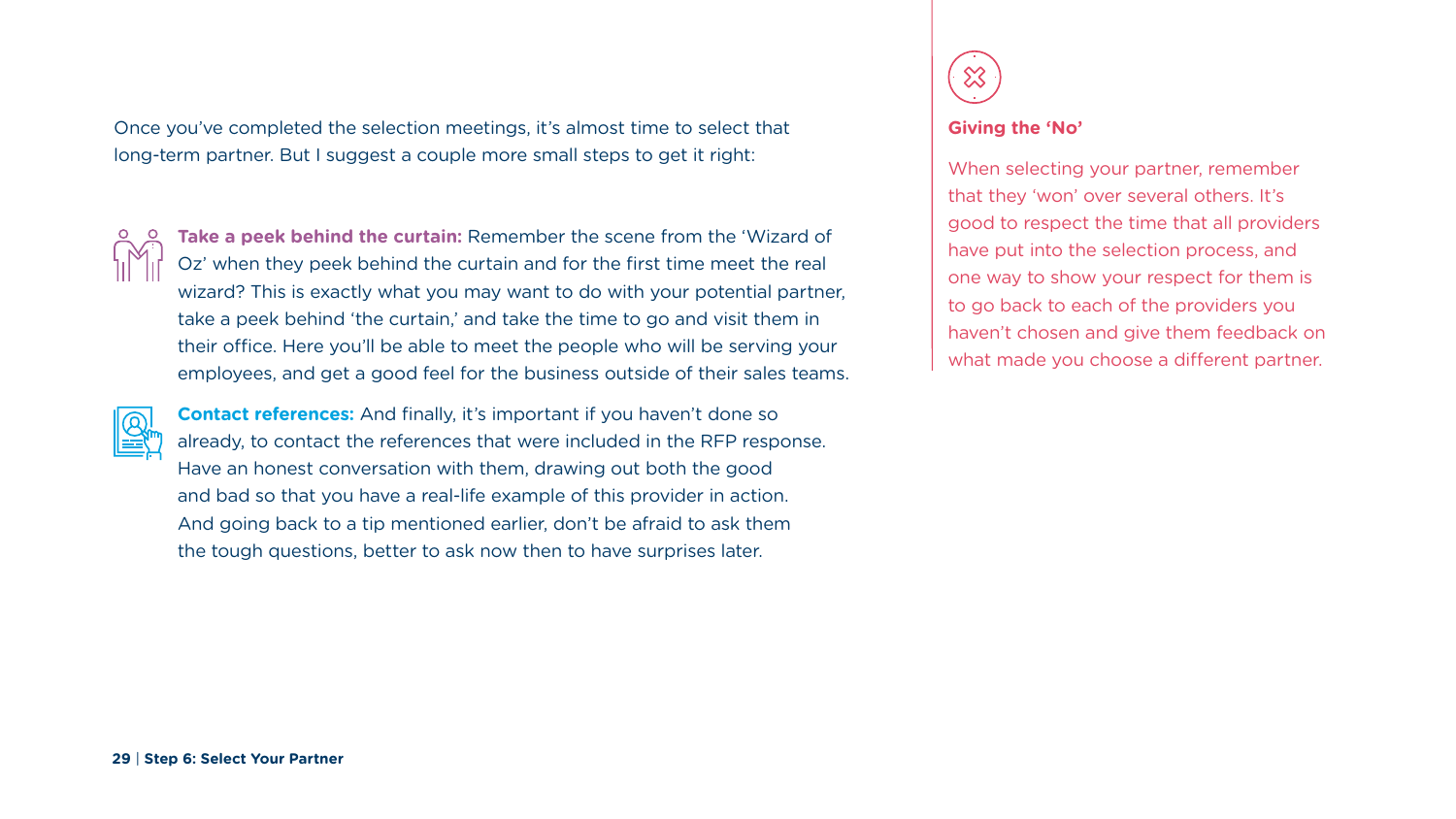Once you've completed the selection meetings, it's almost time to select that long-term partner. But I suggest a couple more small steps to get it right:

**Take a peek behind the curtain:** Remember the scene from the 'Wizard of Oz' when they peek behind the curtain and for the first time meet the real wizard? This is exactly what you may want to do with your potential partner, take a peek behind 'the curtain,' and take the time to go and visit them in their office. Here you'll be able to meet the people who will be serving your employees, and get a good feel for the business outside of their sales teams.

**Contact references:** And finally, it's important if you haven't done so already, to contact the references that were included in the RFP response. Have an honest conversation with them, drawing out both the good and bad so that you have a real-life example of this provider in action. And going back to a tip mentioned earlier, don't be afraid to ask them the tough questions, better to ask now then to have surprises later.

**Giving the 'No'**

When selecting your partner, remember that they 'won' over several others. It's good to respect the time that all providers have put into the selection process, and one way to show your respect for them is to go back to each of the providers you haven't chosen and give them feedback on what made you choose a different partner.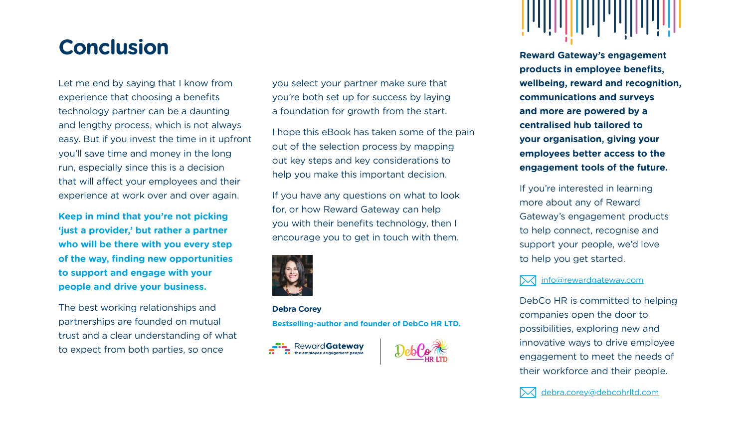# Conclusion

Let me end by saying that I know from experience that choosing a benefits technology partner can be a daunting and lengthy process, which is not always easy. But if you invest the time in it upfront you'll save time and money in the long run, especially since this is a decision that will affect your employees and their experience at work over and over again.

**Keep in mind that you're not picking 'just a provider,' but rather a partner who will be there with you every step of the way, finding new opportunities to support and engage with your people and drive your business.**

The best working relationships and partnerships are founded on mutual trust and a clear understanding of what to expect from both parties, so once you select your partner make sure that you're both set up for success by laying a foundation for growth from the start.

I hope this eBook has taken some of the pain out of the selection process by mapping out key steps and key considerations to help you make this important decision.

If you have any questions on what to look for, or how Reward Gateway can help you with their benefits technology, then I encourage you to get in touch with them.

**Debra Corey**

**Bestselling-author and founder of DebCo HR LTD.**

RewardGateway — the employee engagement people

DebCo HR LTD

**Reward Gateway's engagement products in employee benefits, wellbeing, reward and recognition, communications and surveys and more are powered by a centralised hub tailored to your organisation, giving your employees better access to the engagement tools of the future.**

If you're interested in learning more about any of Reward Gateway's engagement products to help connect, recognise and support your people, we'd love to help you get started.

info@rewardgateway.com

DebCo HR is committed to helping companies open the door to possibilities, exploring new and innovative ways to drive employee engagement to meet the needs of their workforce and their people.

debra.corey@debcohrltd.com